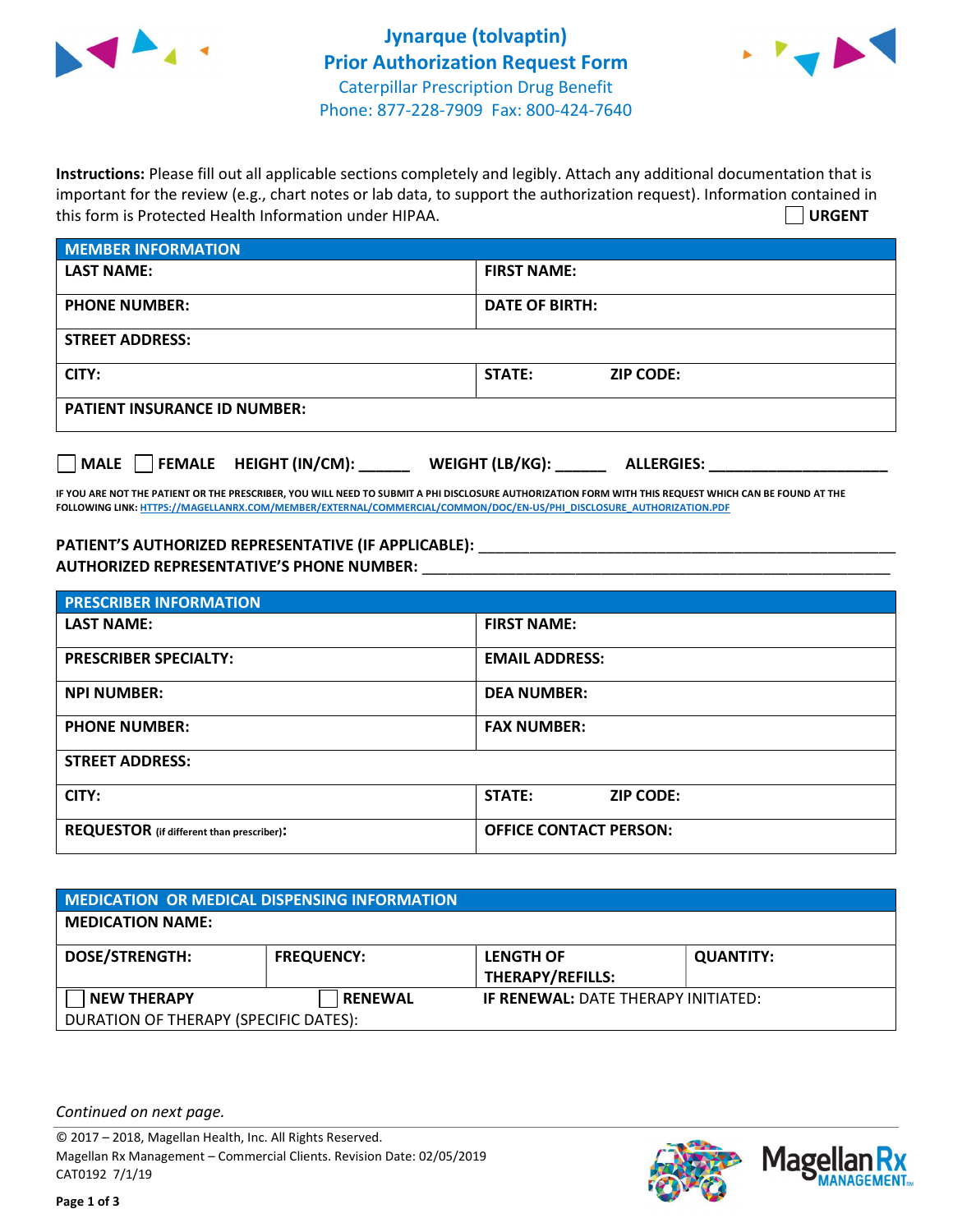# Jynarque (tolvaptin)
## Prior Authorization Request Form

Caterpillar Prescription Drug Benefit
Phone: 877-228-7909 Fax: 800-424-7640

**Instructions:** Please fill out all applicable sections completely and legibly. Attach any additional documentation that is important for the review (e.g., chart notes or lab data, to support the authorization request). Information contained in this form is Protected Health Information under HIPAA.

☐ **URGENT**

| **MEMBER INFORMATION** | |
|---|---|
| **LAST NAME:** | **FIRST NAME:** |
| **PHONE NUMBER:** | **DATE OF BIRTH:** |
| **STREET ADDRESS:** | |
| **CITY:** | **STATE:** **ZIP CODE:** |
| **PATIENT INSURANCE ID NUMBER:** | |

☐ **MALE** ☐ **FEMALE** **HEIGHT (IN/CM):** ______ **WEIGHT (LB/KG):** ______ **ALLERGIES:** ____________________

**IF YOU ARE NOT THE PATIENT OR THE PRESCRIBER, YOU WILL NEED TO SUBMIT A PHI DISCLOSURE AUTHORIZATION FORM WITH THIS REQUEST WHICH CAN BE FOUND AT THE FOLLOWING LINK: HTTPS://MAGELLANRX.COM/MEMBER/EXTERNAL/COMMERCIAL/COMMON/DOC/EN-US/PHI_DISCLOSURE_AUTHORIZATION.PDF**

**PATIENT'S AUTHORIZED REPRESENTATIVE (IF APPLICABLE):** ____________________________________________

**AUTHORIZED REPRESENTATIVE'S PHONE NUMBER:** ____________________________________________

| **PRESCRIBER INFORMATION** | |
|---|---|
| **LAST NAME:** | **FIRST NAME:** |
| **PRESCRIBER SPECIALTY:** | **EMAIL ADDRESS:** |
| **NPI NUMBER:** | **DEA NUMBER:** |
| **PHONE NUMBER:** | **FAX NUMBER:** |
| **STREET ADDRESS:** | |
| **CITY:** | **STATE:** **ZIP CODE:** |
| **REQUESTOR** (if different than prescriber)**:** | **OFFICE CONTACT PERSON:** |

| **MEDICATION OR MEDICAL DISPENSING INFORMATION** | | | |
|---|---|---|---|
| **MEDICATION NAME:** | | | |
| **DOSE/STRENGTH:** | **FREQUENCY:** | **LENGTH OF THERAPY/REFILLS:** | **QUANTITY:** |
| ☐ **NEW THERAPY** | ☐ **RENEWAL** | **IF RENEWAL:** DATE THERAPY INITIATED: | |
| DURATION OF THERAPY (SPECIFIC DATES): | | | |

*Continued on next page.*

© 2017 – 2018, Magellan Health, Inc. All Rights Reserved.
Magellan Rx Management – Commercial Clients. Revision Date: 02/05/2019
CAT0192 7/1/19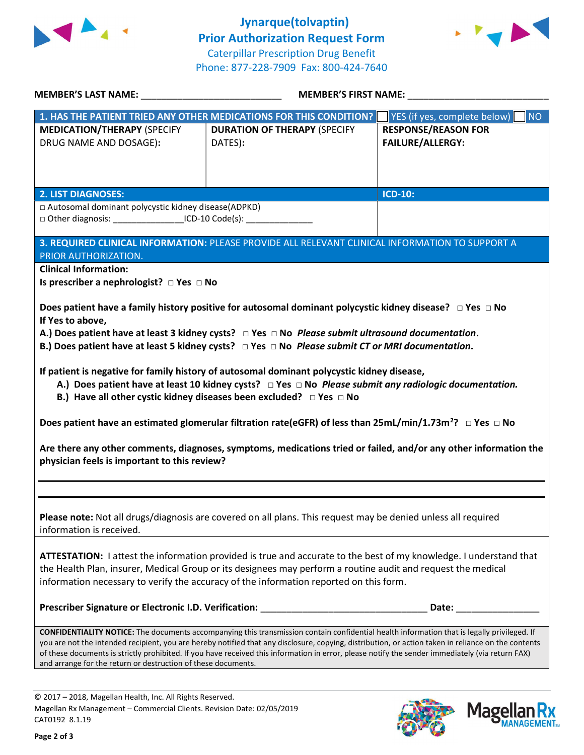# Jynarque(tolvaptin)
## Prior Authorization Request Form

Caterpillar Prescription Drug Benefit
Phone: 877-228-7909 Fax: 800-424-7640

**MEMBER'S LAST NAME:** ___________________________ **MEMBER'S FIRST NAME:** ___________________________

| **1. HAS THE PATIENT TRIED ANY OTHER MEDICATIONS FOR THIS CONDITION?** | | ☐ YES (if yes, complete below) ☐ NO |
|---|---|---|
| **MEDICATION/THERAPY** (SPECIFY DRUG NAME AND DOSAGE): | **DURATION OF THERAPY** (SPECIFY DATES): | **RESPONSE/REASON FOR FAILURE/ALLERGY:** |
| | | |

| **2. LIST DIAGNOSES:** | **ICD-10:** |
|---|---|
| □ Autosomal dominant polycystic kidney disease(ADPKD)<br>□ Other diagnosis: ______________ICD-10 Code(s): _____________ | |

**3. REQUIRED CLINICAL INFORMATION:** PLEASE PROVIDE ALL RELEVANT CLINICAL INFORMATION TO SUPPORT A PRIOR AUTHORIZATION.

**Clinical Information:**

**Is prescriber a nephrologist?** □ **Yes** □ **No**

**Does patient have a family history positive for autosomal dominant polycystic kidney disease?** □ **Yes** □ **No**
**If Yes to above,**
**A.) Does patient have at least 3 kidney cysts?** □ **Yes** □ **No** ***Please submit ultrasound documentation*.**
**B.) Does patient have at least 5 kidney cysts?** □ **Yes** □ **No** ***Please submit CT or MRI documentation*.**

**If patient is negative for family history of autosomal dominant polycystic kidney disease,**
**A.) Does patient have at least 10 kidney cysts?** □ **Yes** □ **No** ***Please submit any radiologic documentation.***
**B.) Have all other cystic kidney diseases been excluded?** □ **Yes** □ **No**

**Does patient have an estimated glomerular filtration rate(eGFR) of less than 25mL/min/1.73m²?** □ **Yes** □ **No**

**Are there any other comments, diagnoses, symptoms, medications tried or failed, and/or any other information the physician feels is important to this review?**

_______________________________________________________________________________

_______________________________________________________________________________

**Please note:** Not all drugs/diagnosis are covered on all plans. This request may be denied unless all required information is received.

**ATTESTATION:** I attest the information provided is true and accurate to the best of my knowledge. I understand that the Health Plan, insurer, Medical Group or its designees may perform a routine audit and request the medical information necessary to verify the accuracy of the information reported on this form.

**Prescriber Signature or Electronic I.D. Verification:** ________________________________ **Date:** _______________

**CONFIDENTIALITY NOTICE:** The documents accompanying this transmission contain confidential health information that is legally privileged. If you are not the intended recipient, you are hereby notified that any disclosure, copying, distribution, or action taken in reliance on the contents of these documents is strictly prohibited. If you have received this information in error, please notify the sender immediately (via return FAX) and arrange for the return or destruction of these documents.

© 2017 – 2018, Magellan Health, Inc. All Rights Reserved.
Magellan Rx Management – Commercial Clients. Revision Date: 02/05/2019
CAT0192 8.1.19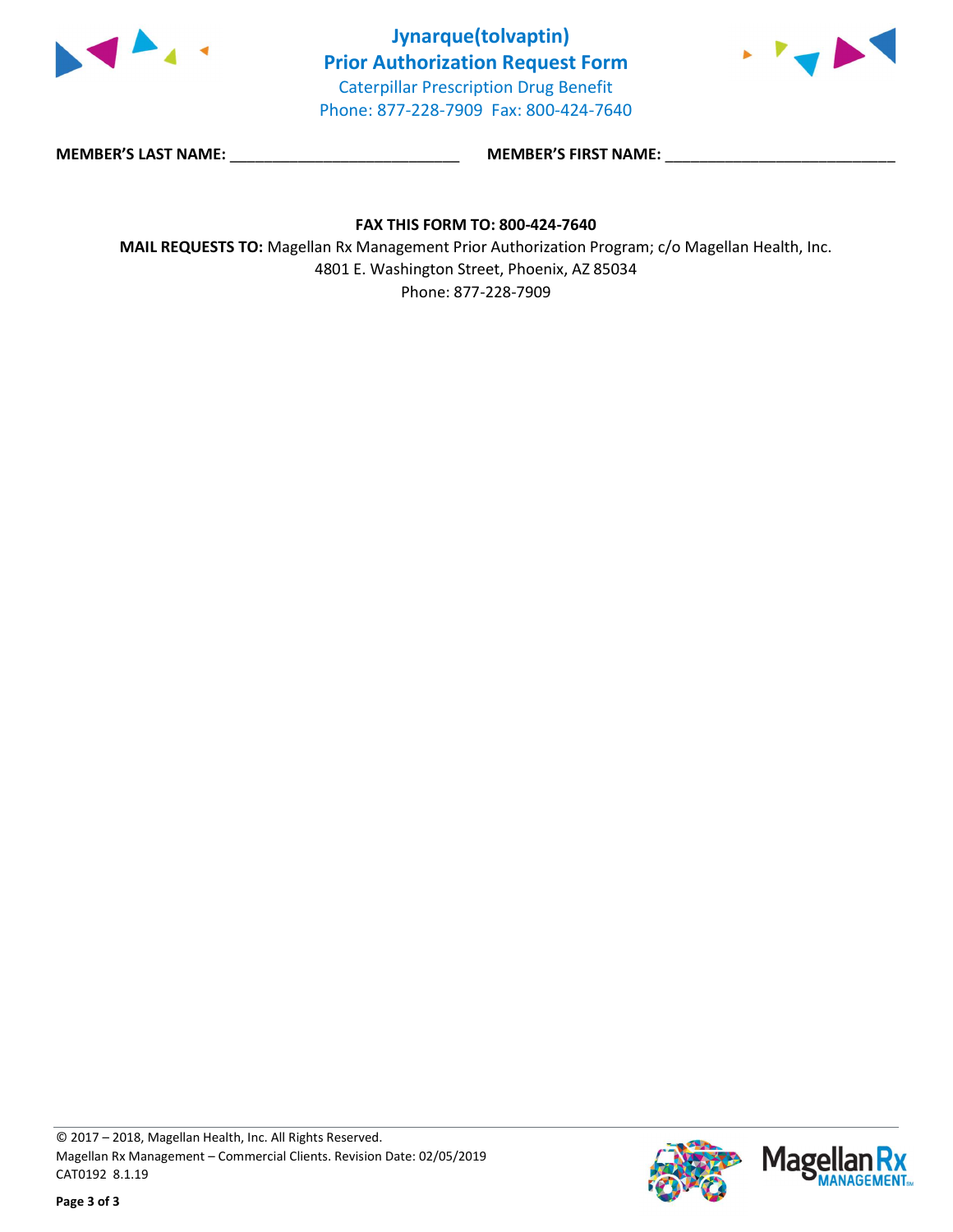# Jynarque(tolvaptin)
## Prior Authorization Request Form

Caterpillar Prescription Drug Benefit
Phone: 877-228-7909 Fax: 800-424-7640

**MEMBER'S LAST NAME:** ____________________________ **MEMBER'S FIRST NAME:** ____________________________

**FAX THIS FORM TO: 800-424-7640**

**MAIL REQUESTS TO:** Magellan Rx Management Prior Authorization Program; c/o Magellan Health, Inc.
4801 E. Washington Street, Phoenix, AZ 85034
Phone: 877-228-7909

© 2017 – 2018, Magellan Health, Inc. All Rights Reserved.
Magellan Rx Management – Commercial Clients. Revision Date: 02/05/2019
CAT0192 8.1.19